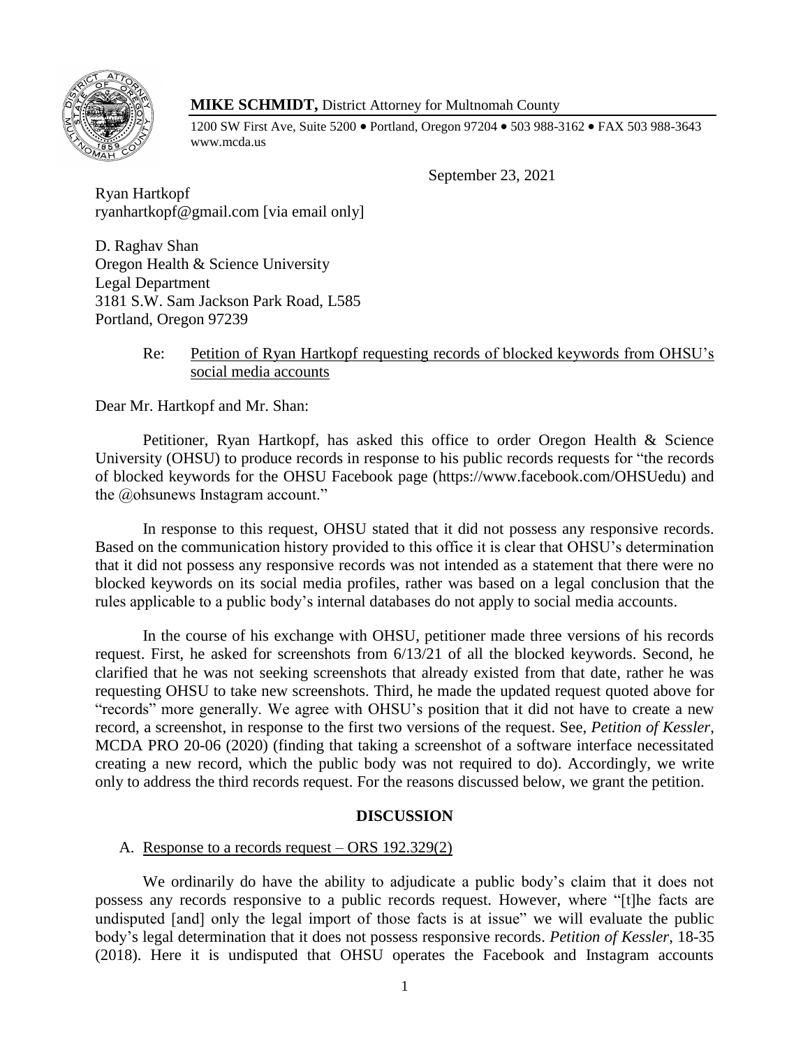**MIKE SCHMIDT,** District Attorney for Multnomah County

1200 SW First Ave, Suite 5200 • Portland, Oregon 97204 • 503 988-3162 • FAX 503 988-3643
www.mcda.us

September 23, 2021

Ryan Hartkopf
ryanhartkopf@gmail.com [via email only]

D. Raghav Shan
Oregon Health & Science University
Legal Department
3181 S.W. Sam Jackson Park Road, L585
Portland, Oregon 97239

Re: Petition of Ryan Hartkopf requesting records of blocked keywords from OHSU's social media accounts

Dear Mr. Hartkopf and Mr. Shan:

Petitioner, Ryan Hartkopf, has asked this office to order Oregon Health & Science University (OHSU) to produce records in response to his public records requests for "the records of blocked keywords for the OHSU Facebook page (https://www.facebook.com/OHSUedu) and the @ohsunews Instagram account."

In response to this request, OHSU stated that it did not possess any responsive records. Based on the communication history provided to this office it is clear that OHSU's determination that it did not possess any responsive records was not intended as a statement that there were no blocked keywords on its social media profiles, rather was based on a legal conclusion that the rules applicable to a public body's internal databases do not apply to social media accounts.

In the course of his exchange with OHSU, petitioner made three versions of his records request. First, he asked for screenshots from 6/13/21 of all the blocked keywords. Second, he clarified that he was not seeking screenshots that already existed from that date, rather he was requesting OHSU to take new screenshots. Third, he made the updated request quoted above for "records" more generally. We agree with OHSU's position that it did not have to create a new record, a screenshot, in response to the first two versions of the request. See, *Petition of Kessler*, MCDA PRO 20-06 (2020) (finding that taking a screenshot of a software interface necessitated creating a new record, which the public body was not required to do). Accordingly, we write only to address the third records request. For the reasons discussed below, we grant the petition.

## DISCUSSION

A. Response to a records request – ORS 192.329(2)

We ordinarily do have the ability to adjudicate a public body's claim that it does not possess any records responsive to a public records request. However, where "[t]he facts are undisputed [and] only the legal import of those facts is at issue" we will evaluate the public body's legal determination that it does not possess responsive records. *Petition of Kessler*, 18-35 (2018). Here it is undisputed that OHSU operates the Facebook and Instagram accounts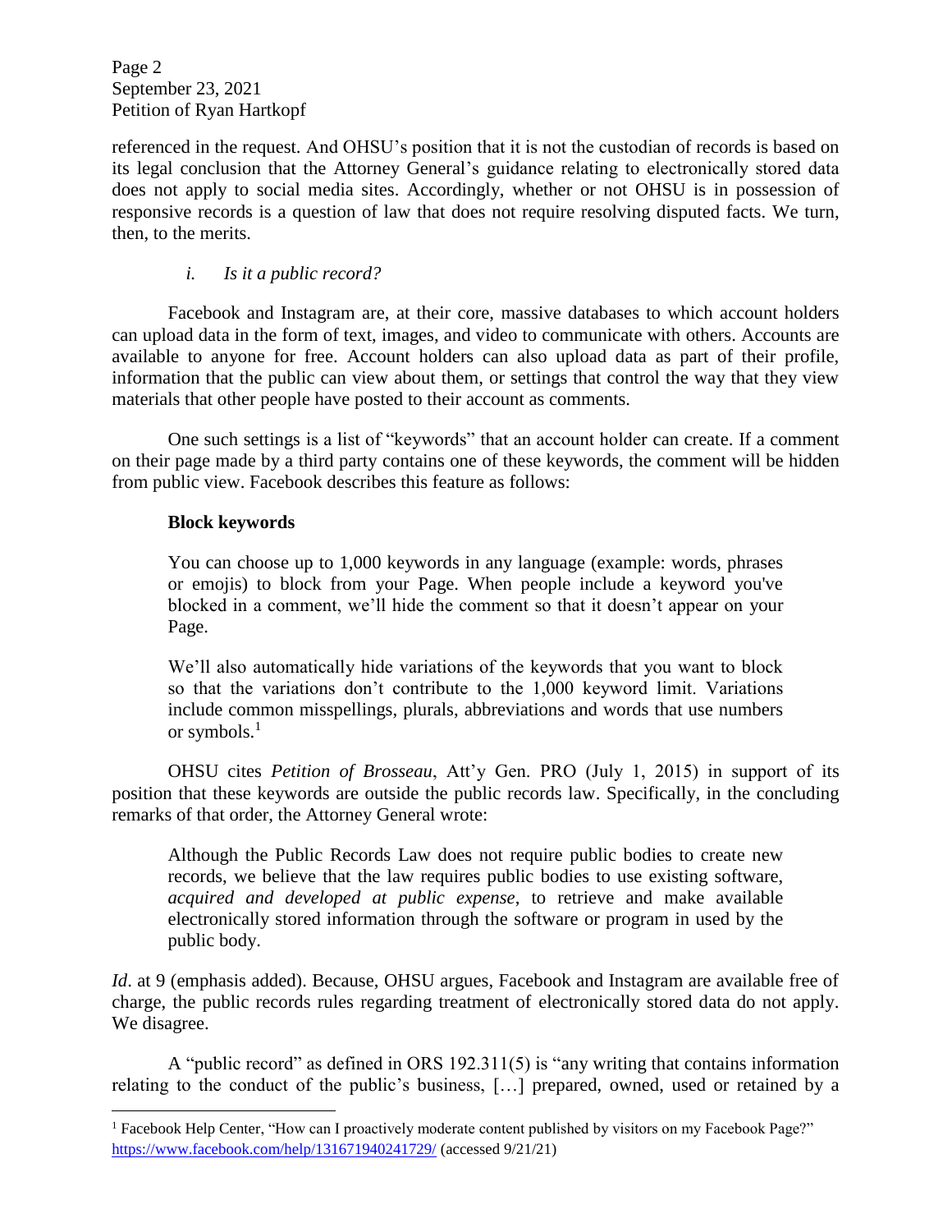referenced in the request. And OHSU's position that it is not the custodian of records is based on its legal conclusion that the Attorney General's guidance relating to electronically stored data does not apply to social media sites. Accordingly, whether or not OHSU is in possession of responsive records is a question of law that does not require resolving disputed facts. We turn, then, to the merits.

*i. Is it a public record?*

Facebook and Instagram are, at their core, massive databases to which account holders can upload data in the form of text, images, and video to communicate with others. Accounts are available to anyone for free. Account holders can also upload data as part of their profile, information that the public can view about them, or settings that control the way that they view materials that other people have posted to their account as comments.

One such settings is a list of "keywords" that an account holder can create. If a comment on their page made by a third party contains one of these keywords, the comment will be hidden from public view. Facebook describes this feature as follows:

> **Block keywords**
>
> You can choose up to 1,000 keywords in any language (example: words, phrases or emojis) to block from your Page. When people include a keyword you've blocked in a comment, we'll hide the comment so that it doesn't appear on your Page.
>
> We'll also automatically hide variations of the keywords that you want to block so that the variations don't contribute to the 1,000 keyword limit. Variations include common misspellings, plurals, abbreviations and words that use numbers or symbols.[1]

OHSU cites *Petition of Brosseau*, Att'y Gen. PRO (July 1, 2015) in support of its position that these keywords are outside the public records law. Specifically, in the concluding remarks of that order, the Attorney General wrote:

> Although the Public Records Law does not require public bodies to create new records, we believe that the law requires public bodies to use existing software, *acquired and developed at public expense*, to retrieve and make available electronically stored information through the software or program in used by the public body.

*Id*. at 9 (emphasis added). Because, OHSU argues, Facebook and Instagram are available free of charge, the public records rules regarding treatment of electronically stored data do not apply. We disagree.

A "public record" as defined in ORS 192.311(5) is "any writing that contains information relating to the conduct of the public's business, […] prepared, owned, used or retained by a

---

[1] Facebook Help Center, "How can I proactively moderate content published by visitors on my Facebook Page?" https://www.facebook.com/help/131671940241729/ (accessed 9/21/21)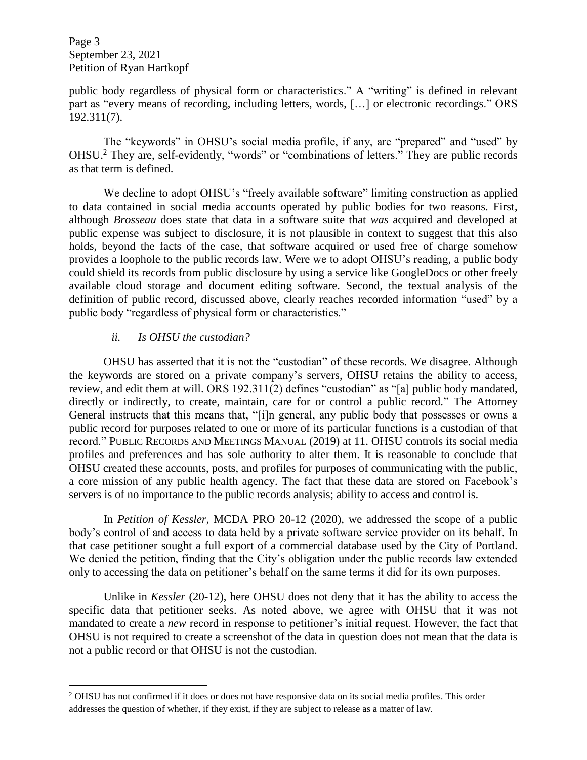public body regardless of physical form or characteristics." A "writing" is defined in relevant part as "every means of recording, including letters, words, […] or electronic recordings." ORS 192.311(7).

The "keywords" in OHSU's social media profile, if any, are "prepared" and "used" by OHSU.[2] They are, self-evidently, "words" or "combinations of letters." They are public records as that term is defined.

We decline to adopt OHSU's "freely available software" limiting construction as applied to data contained in social media accounts operated by public bodies for two reasons. First, although *Brosseau* does state that data in a software suite that *was* acquired and developed at public expense was subject to disclosure, it is not plausible in context to suggest that this also holds, beyond the facts of the case, that software acquired or used free of charge somehow provides a loophole to the public records law. Were we to adopt OHSU's reading, a public body could shield its records from public disclosure by using a service like GoogleDocs or other freely available cloud storage and document editing software. Second, the textual analysis of the definition of public record, discussed above, clearly reaches recorded information "used" by a public body "regardless of physical form or characteristics."

*ii. Is OHSU the custodian?*

OHSU has asserted that it is not the "custodian" of these records. We disagree. Although the keywords are stored on a private company's servers, OHSU retains the ability to access, review, and edit them at will. ORS 192.311(2) defines "custodian" as "[a] public body mandated, directly or indirectly, to create, maintain, care for or control a public record." The Attorney General instructs that this means that, "[i]n general, any public body that possesses or owns a public record for purposes related to one or more of its particular functions is a custodian of that record." PUBLIC RECORDS AND MEETINGS MANUAL (2019) at 11. OHSU controls its social media profiles and preferences and has sole authority to alter them. It is reasonable to conclude that OHSU created these accounts, posts, and profiles for purposes of communicating with the public, a core mission of any public health agency. The fact that these data are stored on Facebook's servers is of no importance to the public records analysis; ability to access and control is.

In *Petition of Kessler*, MCDA PRO 20-12 (2020), we addressed the scope of a public body's control of and access to data held by a private software service provider on its behalf. In that case petitioner sought a full export of a commercial database used by the City of Portland. We denied the petition, finding that the City's obligation under the public records law extended only to accessing the data on petitioner's behalf on the same terms it did for its own purposes.

Unlike in *Kessler* (20-12), here OHSU does not deny that it has the ability to access the specific data that petitioner seeks. As noted above, we agree with OHSU that it was not mandated to create a *new* record in response to petitioner's initial request. However, the fact that OHSU is not required to create a screenshot of the data in question does not mean that the data is not a public record or that OHSU is not the custodian.

[2] OHSU has not confirmed if it does or does not have responsive data on its social media profiles. This order addresses the question of whether, if they exist, if they are subject to release as a matter of law.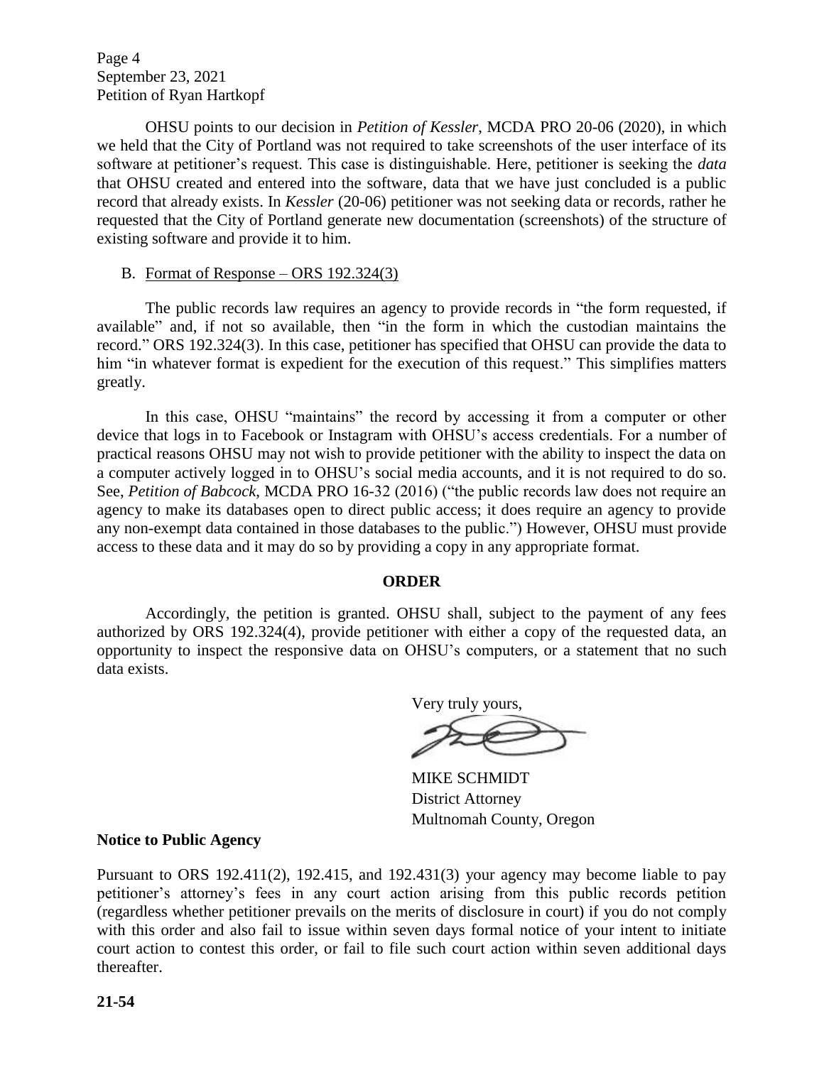OHSU points to our decision in *Petition of Kessler*, MCDA PRO 20-06 (2020), in which we held that the City of Portland was not required to take screenshots of the user interface of its software at petitioner's request. This case is distinguishable. Here, petitioner is seeking the *data* that OHSU created and entered into the software, data that we have just concluded is a public record that already exists. In *Kessler* (20-06) petitioner was not seeking data or records, rather he requested that the City of Portland generate new documentation (screenshots) of the structure of existing software and provide it to him.

B. Format of Response – ORS 192.324(3)

The public records law requires an agency to provide records in "the form requested, if available" and, if not so available, then "in the form in which the custodian maintains the record." ORS 192.324(3). In this case, petitioner has specified that OHSU can provide the data to him "in whatever format is expedient for the execution of this request." This simplifies matters greatly.

In this case, OHSU "maintains" the record by accessing it from a computer or other device that logs in to Facebook or Instagram with OHSU's access credentials. For a number of practical reasons OHSU may not wish to provide petitioner with the ability to inspect the data on a computer actively logged in to OHSU's social media accounts, and it is not required to do so. See, *Petition of Babcock*, MCDA PRO 16-32 (2016) ("the public records law does not require an agency to make its databases open to direct public access; it does require an agency to provide any non-exempt data contained in those databases to the public.") However, OHSU must provide access to these data and it may do so by providing a copy in any appropriate format.

**ORDER**

Accordingly, the petition is granted. OHSU shall, subject to the payment of any fees authorized by ORS 192.324(4), provide petitioner with either a copy of the requested data, an opportunity to inspect the responsive data on OHSU's computers, or a statement that no such data exists.

Very truly yours,

MIKE SCHMIDT
District Attorney
Multnomah County, Oregon

**Notice to Public Agency**

Pursuant to ORS 192.411(2), 192.415, and 192.431(3) your agency may become liable to pay petitioner's attorney's fees in any court action arising from this public records petition (regardless whether petitioner prevails on the merits of disclosure in court) if you do not comply with this order and also fail to issue within seven days formal notice of your intent to initiate court action to contest this order, or fail to file such court action within seven additional days thereafter.

**21-54**